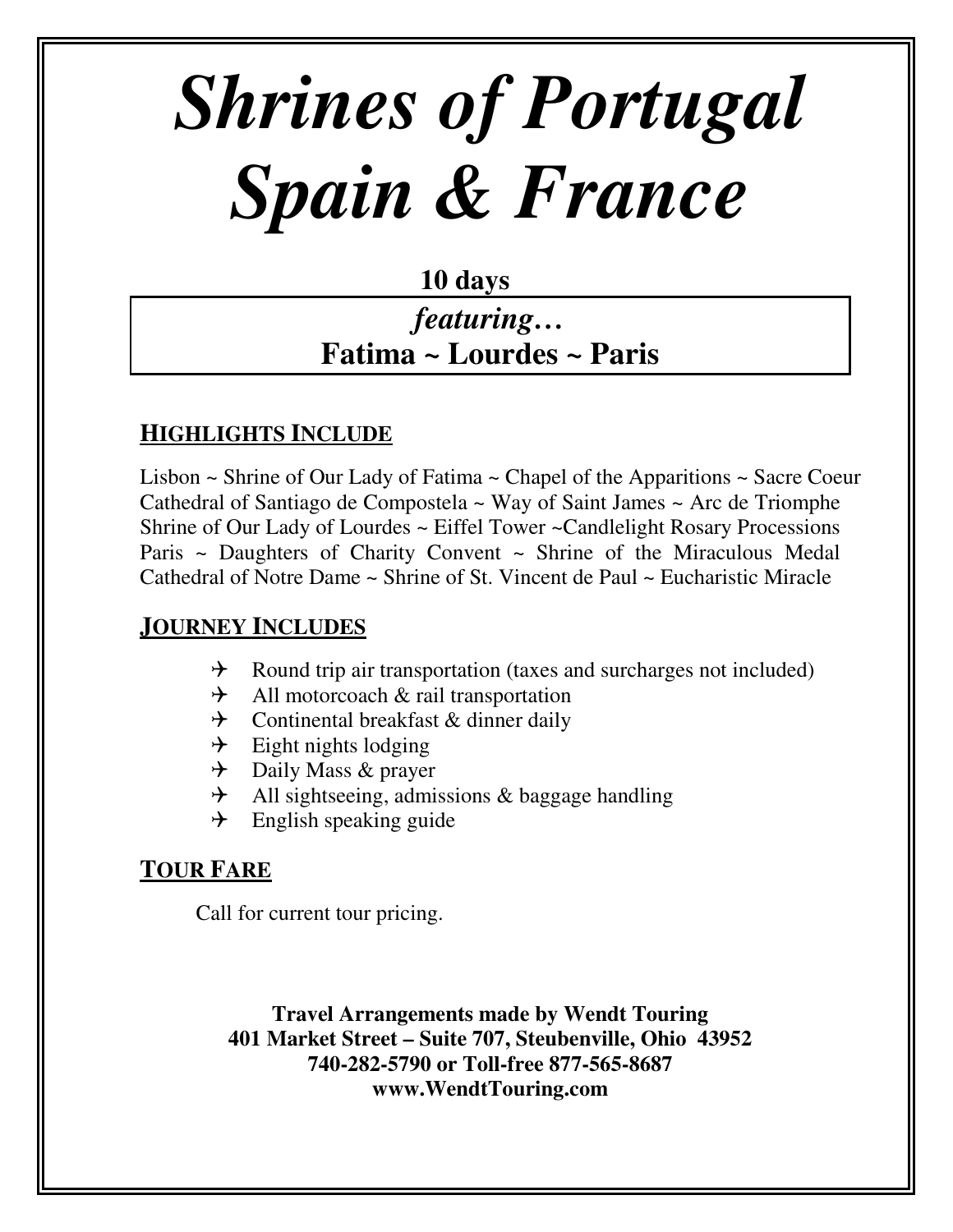# *Shrines of Portugal Spain & France*

**10 days**

*featuring…*

**Fatima ~ Lourdes ~ Paris**

## HIGHLIGHTS INCLUDE

Lisbon ~ Shrine of Our Lady of Fatima ~ Chapel of the Apparitions ~ Sacre Coeur Cathedral of Santiago de Compostela ~ Way of Saint James ~ Arc de Triomphe Shrine of Our Lady of Lourdes ~ Eiffel Tower ~Candlelight Rosary Processions Paris ~ Daughters of Charity Convent ~ Shrine of the Miraculous Medal Cathedral of Notre Dame ~ Shrine of St. Vincent de Paul ~ Eucharistic Miracle

## JOURNEY INCLUDES

- Round trip air transportation (taxes and surcharges not included)
- All motorcoach & rail transportation
- Continental breakfast & dinner daily
- Eight nights lodging
- Daily Mass & prayer
- All sightseeing, admissions & baggage handling
- English speaking guide

## TOUR FARE

Call for current tour pricing.

**Travel Arrangements made by Wendt Touring**
**401 Market Street – Suite 707, Steubenville, Ohio 43952**
**740-282-5790 or Toll-free 877-565-8687**
**www.WendtTouring.com**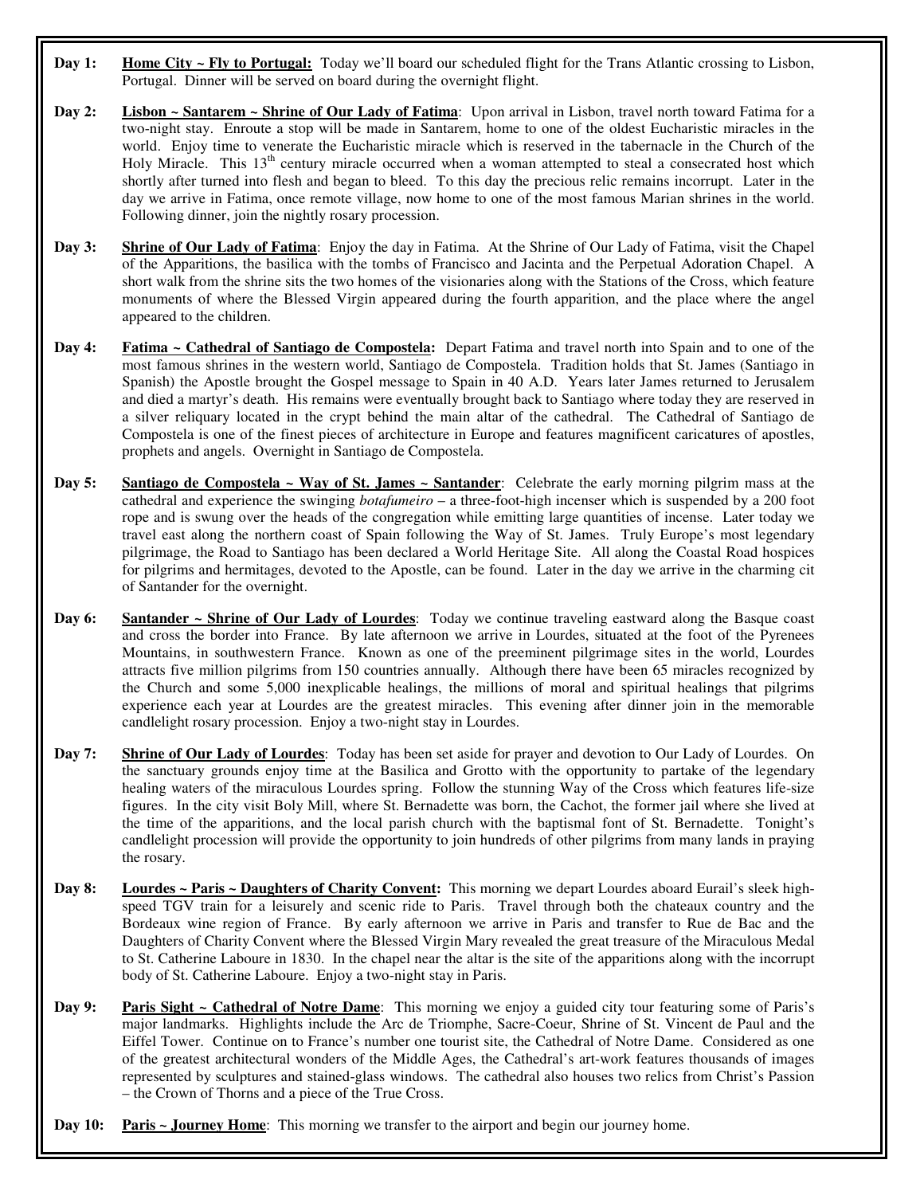**Day 1:** **Home City ~ Fly to Portugal:** Today we'll board our scheduled flight for the Trans Atlantic crossing to Lisbon, Portugal. Dinner will be served on board during the overnight flight.

**Day 2:** **Lisbon ~ Santarem ~ Shrine of Our Lady of Fatima**: Upon arrival in Lisbon, travel north toward Fatima for a two-night stay. Enroute a stop will be made in Santarem, home to one of the oldest Eucharistic miracles in the world. Enjoy time to venerate the Eucharistic miracle which is reserved in the tabernacle in the Church of the Holy Miracle. This 13th century miracle occurred when a woman attempted to steal a consecrated host which shortly after turned into flesh and began to bleed. To this day the precious relic remains incorrupt. Later in the day we arrive in Fatima, once remote village, now home to one of the most famous Marian shrines in the world. Following dinner, join the nightly rosary procession.

**Day 3:** **Shrine of Our Lady of Fatima**: Enjoy the day in Fatima. At the Shrine of Our Lady of Fatima, visit the Chapel of the Apparitions, the basilica with the tombs of Francisco and Jacinta and the Perpetual Adoration Chapel. A short walk from the shrine sits the two homes of the visionaries along with the Stations of the Cross, which feature monuments of where the Blessed Virgin appeared during the fourth apparition, and the place where the angel appeared to the children.

**Day 4:** **Fatima ~ Cathedral of Santiago de Compostela:** Depart Fatima and travel north into Spain and to one of the most famous shrines in the western world, Santiago de Compostela. Tradition holds that St. James (Santiago in Spanish) the Apostle brought the Gospel message to Spain in 40 A.D. Years later James returned to Jerusalem and died a martyr's death. His remains were eventually brought back to Santiago where today they are reserved in a silver reliquary located in the crypt behind the main altar of the cathedral. The Cathedral of Santiago de Compostela is one of the finest pieces of architecture in Europe and features magnificent caricatures of apostles, prophets and angels. Overnight in Santiago de Compostela.

**Day 5:** **Santiago de Compostela ~ Way of St. James ~ Santander**: Celebrate the early morning pilgrim mass at the cathedral and experience the swinging *botafumeiro* – a three-foot-high incenser which is suspended by a 200 foot rope and is swung over the heads of the congregation while emitting large quantities of incense. Later today we travel east along the northern coast of Spain following the Way of St. James. Truly Europe's most legendary pilgrimage, the Road to Santiago has been declared a World Heritage Site. All along the Coastal Road hospices for pilgrims and hermitages, devoted to the Apostle, can be found. Later in the day we arrive in the charming cit of Santander for the overnight.

**Day 6:** **Santander ~ Shrine of Our Lady of Lourdes**: Today we continue traveling eastward along the Basque coast and cross the border into France. By late afternoon we arrive in Lourdes, situated at the foot of the Pyrenees Mountains, in southwestern France. Known as one of the preeminent pilgrimage sites in the world, Lourdes attracts five million pilgrims from 150 countries annually. Although there have been 65 miracles recognized by the Church and some 5,000 inexplicable healings, the millions of moral and spiritual healings that pilgrims experience each year at Lourdes are the greatest miracles. This evening after dinner join in the memorable candlelight rosary procession. Enjoy a two-night stay in Lourdes.

**Day 7:** **Shrine of Our Lady of Lourdes**: Today has been set aside for prayer and devotion to Our Lady of Lourdes. On the sanctuary grounds enjoy time at the Basilica and Grotto with the opportunity to partake of the legendary healing waters of the miraculous Lourdes spring. Follow the stunning Way of the Cross which features life-size figures. In the city visit Boly Mill, where St. Bernadette was born, the Cachot, the former jail where she lived at the time of the apparitions, and the local parish church with the baptismal font of St. Bernadette. Tonight's candlelight procession will provide the opportunity to join hundreds of other pilgrims from many lands in praying the rosary.

**Day 8:** **Lourdes ~ Paris ~ Daughters of Charity Convent:** This morning we depart Lourdes aboard Eurail's sleek high-speed TGV train for a leisurely and scenic ride to Paris. Travel through both the chateaux country and the Bordeaux wine region of France. By early afternoon we arrive in Paris and transfer to Rue de Bac and the Daughters of Charity Convent where the Blessed Virgin Mary revealed the great treasure of the Miraculous Medal to St. Catherine Laboure in 1830. In the chapel near the altar is the site of the apparitions along with the incorrupt body of St. Catherine Laboure. Enjoy a two-night stay in Paris.

**Day 9:** **Paris Sight ~ Cathedral of Notre Dame**: This morning we enjoy a guided city tour featuring some of Paris's major landmarks. Highlights include the Arc de Triomphe, Sacre-Coeur, Shrine of St. Vincent de Paul and the Eiffel Tower. Continue on to France's number one tourist site, the Cathedral of Notre Dame. Considered as one of the greatest architectural wonders of the Middle Ages, the Cathedral's art-work features thousands of images represented by sculptures and stained-glass windows. The cathedral also houses two relics from Christ's Passion – the Crown of Thorns and a piece of the True Cross.

**Day 10:** **Paris ~ Journey Home**: This morning we transfer to the airport and begin our journey home.